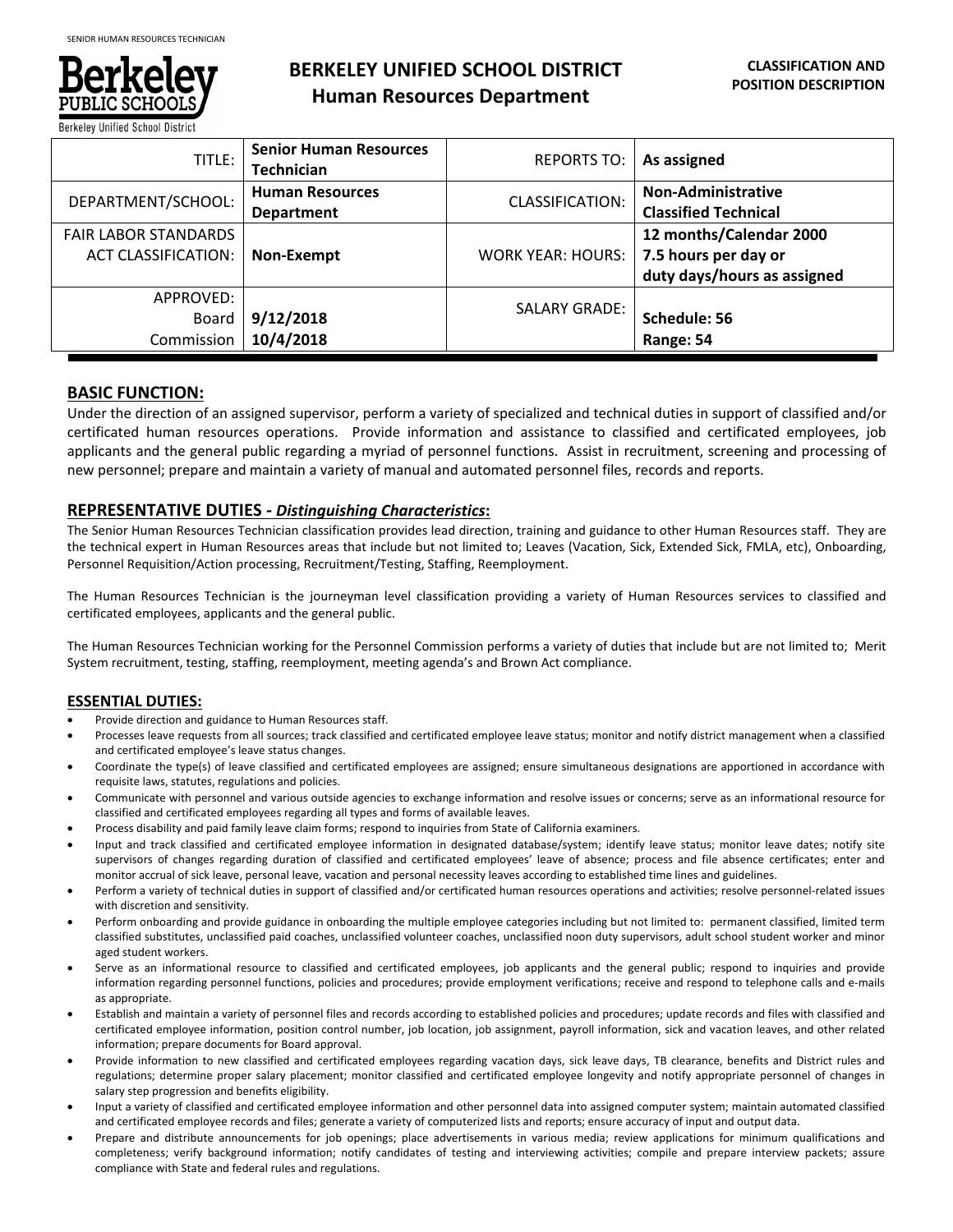# BERKELEY UNIFIED SCHOOL DISTRICT
## Human Resources Department

**CLASSIFICATION AND POSITION DESCRIPTION**

| | | | |
|---|---|---|---|
| TITLE: | **Senior Human Resources Technician** | REPORTS TO: | **As assigned** |
| DEPARTMENT/SCHOOL: | **Human Resources Department** | CLASSIFICATION: | **Non-Administrative Classified Technical** |
| FAIR LABOR STANDARDS ACT CLASSIFICATION: | **Non-Exempt** | WORK YEAR: HOURS: | **12 months/Calendar 2000 7.5 hours per day or duty days/hours as assigned** |
| APPROVED: Board Commission | **9/12/2018 10/4/2018** | SALARY GRADE: | **Schedule: 56 Range: 54** |

## BASIC FUNCTION:

Under the direction of an assigned supervisor, perform a variety of specialized and technical duties in support of classified and/or certificated human resources operations. Provide information and assistance to classified and certificated employees, job applicants and the general public regarding a myriad of personnel functions. Assist in recruitment, screening and processing of new personnel; prepare and maintain a variety of manual and automated personnel files, records and reports.

## REPRESENTATIVE DUTIES - *Distinguishing Characteristics*:

The Senior Human Resources Technician classification provides lead direction, training and guidance to other Human Resources staff. They are the technical expert in Human Resources areas that include but not limited to; Leaves (Vacation, Sick, Extended Sick, FMLA, etc), Onboarding, Personnel Requisition/Action processing, Recruitment/Testing, Staffing, Reemployment.

The Human Resources Technician is the journeyman level classification providing a variety of Human Resources services to classified and certificated employees, applicants and the general public.

The Human Resources Technician working for the Personnel Commission performs a variety of duties that include but are not limited to; Merit System recruitment, testing, staffing, reemployment, meeting agenda's and Brown Act compliance.

## ESSENTIAL DUTIES:

- Provide direction and guidance to Human Resources staff.
- Processes leave requests from all sources; track classified and certificated employee leave status; monitor and notify district management when a classified and certificated employee's leave status changes.
- Coordinate the type(s) of leave classified and certificated employees are assigned; ensure simultaneous designations are apportioned in accordance with requisite laws, statutes, regulations and policies.
- Communicate with personnel and various outside agencies to exchange information and resolve issues or concerns; serve as an informational resource for classified and certificated employees regarding all types and forms of available leaves.
- Process disability and paid family leave claim forms; respond to inquiries from State of California examiners.
- Input and track classified and certificated employee information in designated database/system; identify leave status; monitor leave dates; notify site supervisors of changes regarding duration of classified and certificated employees' leave of absence; process and file absence certificates; enter and monitor accrual of sick leave, personal leave, vacation and personal necessity leaves according to established time lines and guidelines.
- Perform a variety of technical duties in support of classified and/or certificated human resources operations and activities; resolve personnel-related issues with discretion and sensitivity.
- Perform onboarding and provide guidance in onboarding the multiple employee categories including but not limited to: permanent classified, limited term classified substitutes, unclassified paid coaches, unclassified volunteer coaches, unclassified noon duty supervisors, adult school student worker and minor aged student workers.
- Serve as an informational resource to classified and certificated employees, job applicants and the general public; respond to inquiries and provide information regarding personnel functions, policies and procedures; provide employment verifications; receive and respond to telephone calls and e-mails as appropriate.
- Establish and maintain a variety of personnel files and records according to established policies and procedures; update records and files with classified and certificated employee information, position control number, job location, job assignment, payroll information, sick and vacation leaves, and other related information; prepare documents for Board approval.
- Provide information to new classified and certificated employees regarding vacation days, sick leave days, TB clearance, benefits and District rules and regulations; determine proper salary placement; monitor classified and certificated employee longevity and notify appropriate personnel of changes in salary step progression and benefits eligibility.
- Input a variety of classified and certificated employee information and other personnel data into assigned computer system; maintain automated classified and certificated employee records and files; generate a variety of computerized lists and reports; ensure accuracy of input and output data.
- Prepare and distribute announcements for job openings; place advertisements in various media; review applications for minimum qualifications and completeness; verify background information; notify candidates of testing and interviewing activities; compile and prepare interview packets; assure compliance with State and federal rules and regulations.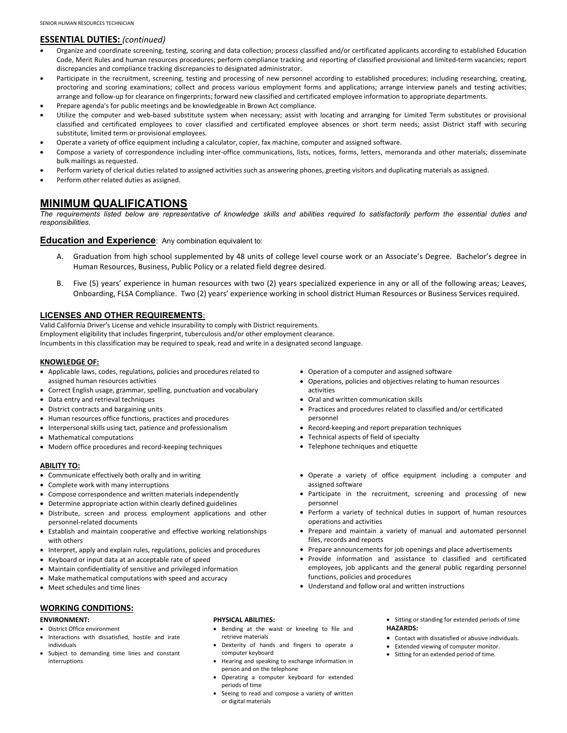## ESSENTIAL DUTIES: *(continued)*

- Organize and coordinate screening, testing, scoring and data collection; process classified and/or certificated applicants according to established Education Code, Merit Rules and human resources procedures; perform compliance tracking and reporting of classified provisional and limited-term vacancies; report discrepancies and compliance tracking discrepancies to designated administrator.
- Participate in the recruitment, screening, testing and processing of new personnel according to established procedures; including researching, creating, proctoring and scoring examinations; collect and process various employment forms and applications; arrange interview panels and testing activities; arrange and follow-up for clearance on fingerprints; forward new classified and certificated employee information to appropriate departments.
- Prepare agenda's for public meetings and be knowledgeable in Brown Act compliance.
- Utilize the computer and web-based substitute system when necessary; assist with locating and arranging for Limited Term substitutes or provisional classified and certificated employees to cover classified and certificated employee absences or short term needs; assist District staff with securing substitute, limited term or provisional employees.
- Operate a variety of office equipment including a calculator, copier, fax machine, computer and assigned software.
- Compose a variety of correspondence including inter-office communications, lists, notices, forms, letters, memoranda and other materials; disseminate bulk mailings as requested.
- Perform variety of clerical duties related to assigned activities such as answering phones, greeting visitors and duplicating materials as assigned.
- Perform other related duties as assigned.

# MINIMUM QUALIFICATIONS

*The requirements listed below are representative of knowledge skills and abilities required to satisfactorily perform the essential duties and responsibilities.*

### Education and Experience: Any combination equivalent to:

A. Graduation from high school supplemented by 48 units of college level course work or an Associate's Degree. Bachelor's degree in Human Resources, Business, Public Policy or a related field degree desired.

B. Five (5) years' experience in human resources with two (2) years specialized experience in any or all of the following areas; Leaves, Onboarding, FLSA Compliance. Two (2) years' experience working in school district Human Resources or Business Services required.

### LICENSES AND OTHER REQUIREMENTS:

Valid California Driver's License and vehicle insurability to comply with District requirements.
Employment eligibility that includes fingerprint, tuberculosis and/or other employment clearance.
Incumbents in this classification may be required to speak, read and write in a designated second language.

#### KNOWLEDGE OF:

- Applicable laws, codes, regulations, policies and procedures related to assigned human resources activities
- Correct English usage, grammar, spelling, punctuation and vocabulary
- Data entry and retrieval techniques
- District contracts and bargaining units
- Human resources office functions, practices and procedures
- Interpersonal skills using tact, patience and professionalism
- Mathematical computations
- Modern office procedures and record-keeping techniques
- Operation of a computer and assigned software
- Operations, policies and objectives relating to human resources activities
- Oral and written communication skills
- Practices and procedures related to classified and/or certificated personnel
- Record-keeping and report preparation techniques
- Technical aspects of field of specialty
- Telephone techniques and etiquette

#### ABILITY TO:

- Communicate effectively both orally and in writing
- Complete work with many interruptions
- Compose correspondence and written materials independently
- Determine appropriate action within clearly defined guidelines
- Distribute, screen and process employment applications and other personnel-related documents
- Establish and maintain cooperative and effective working relationships with others
- Interpret, apply and explain rules, regulations, policies and procedures
- Keyboard or input data at an acceptable rate of speed
- Maintain confidentiality of sensitive and privileged information
- Make mathematical computations with speed and accuracy
- Meet schedules and time lines
- Operate a variety of office equipment including a computer and assigned software
- Participate in the recruitment, screening and processing of new personnel
- Perform a variety of technical duties in support of human resources operations and activities
- Prepare and maintain a variety of manual and automated personnel files, records and reports
- Prepare announcements for job openings and place advertisements
- Provide information and assistance to classified and certificated employees, job applicants and the general public regarding personnel functions, policies and procedures
- Understand and follow oral and written instructions

### WORKING CONDITIONS:

**ENVIRONMENT:**

- District Office environment
- Interactions with dissatisfied, hostile and irate individuals
- Subject to demanding time lines and constant interruptions

**PHYSICAL ABILITIES:**

- Bending at the waist or kneeling to file and retrieve materials
- Dexterity of hands and fingers to operate a computer keyboard
- Hearing and speaking to exchange information in person and on the telephone
- Operating a computer keyboard for extended periods of time
- Seeing to read and compose a variety of written or digital materials
- Sitting or standing for extended periods of time

**HAZARDS:**

- Contact with dissatisfied or abusive individuals.
- Extended viewing of computer monitor.
- Sitting for an extended period of time.